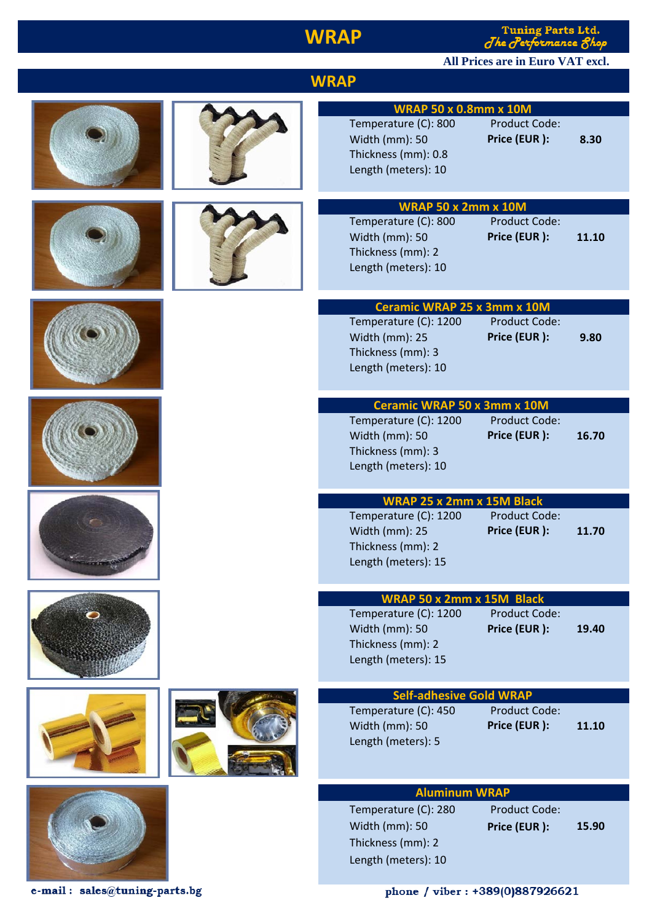# WRAP

Tuning Parts Ltd.
*The Performance Shop*

**All Prices are in Euro VAT excl.**

## WRAP

### WRAP 50 x 0.8mm x 10M

Temperature (C): 800
Width (mm): 50
Thickness (mm): 0.8
Length (meters): 10

Product Code:
**Price (EUR ):** **8.30**

### WRAP 50 x 2mm x 10M

Temperature (C): 800
Width (mm): 50
Thickness (mm): 2
Length (meters): 10

Product Code:
**Price (EUR ):** **11.10**

### Ceramic WRAP 25 x 3mm x 10M

Temperature (C): 1200
Width (mm): 25
Thickness (mm): 3
Length (meters): 10

Product Code:
**Price (EUR ):** **9.80**

### Ceramic WRAP 50 x 3mm x 10M

Temperature (C): 1200
Width (mm): 50
Thickness (mm): 3
Length (meters): 10

Product Code:
**Price (EUR ):** **16.70**

### WRAP 25 x 2mm x 15M Black

Temperature (C): 1200
Width (mm): 25
Thickness (mm): 2
Length (meters): 15

Product Code:
**Price (EUR ):** **11.70**

### WRAP 50 x 2mm x 15M Black

Temperature (C): 1200
Width (mm): 50
Thickness (mm): 2
Length (meters): 15

Product Code:
**Price (EUR ):** **19.40**

### Self-adhesive Gold WRAP

Temperature (C): 450
Width (mm): 50
Length (meters): 5

Product Code:
**Price (EUR ):** **11.10**

### Aluminum WRAP

Temperature (C): 280
Width (mm): 50
Thickness (mm): 2
Length (meters): 10

Product Code:
**Price (EUR ):** **15.90**

**e-mail : sales@tuning-parts.bg**

**phone / viber : +389(0)887926621**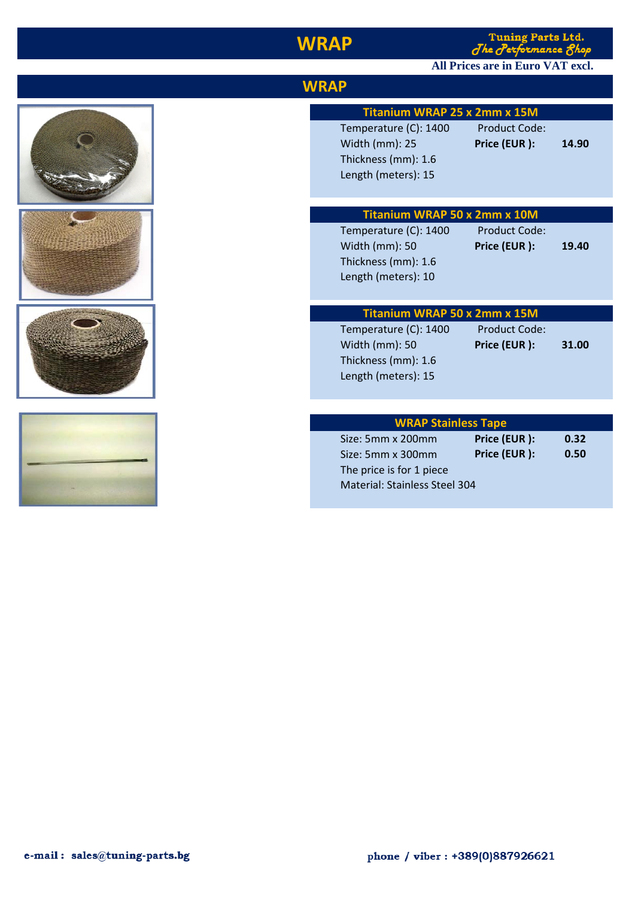# WRAP

Tuning Parts Ltd.
*The Performance Shop*

**All Prices are in Euro VAT excl.**

## WRAP

### Titanium WRAP 25 x 2mm x 15M

Temperature (C): 1400 | Product Code:
Width (mm): 25 | **Price (EUR ):** **14.90**
Thickness (mm): 1.6
Length (meters): 15

### Titanium WRAP 50 x 2mm x 10M

Temperature (C): 1400 | Product Code:
Width (mm): 50 | **Price (EUR ):** **19.40**
Thickness (mm): 1.6
Length (meters): 10

### Titanium WRAP 50 x 2mm x 15M

Temperature (C): 1400 | Product Code:
Width (mm): 50 | **Price (EUR ):** **31.00**
Thickness (mm): 1.6
Length (meters): 15

### WRAP Stainless Tape

| Size | Price (EUR ) |
|---|---|
| Size: 5mm x 200mm | **0.32** |
| Size: 5mm x 300mm | **0.50** |

The price is for 1 piece
Material: Stainless Steel 304

e-mail : sales@tuning-parts.bg

phone / viber : +389(0)887926621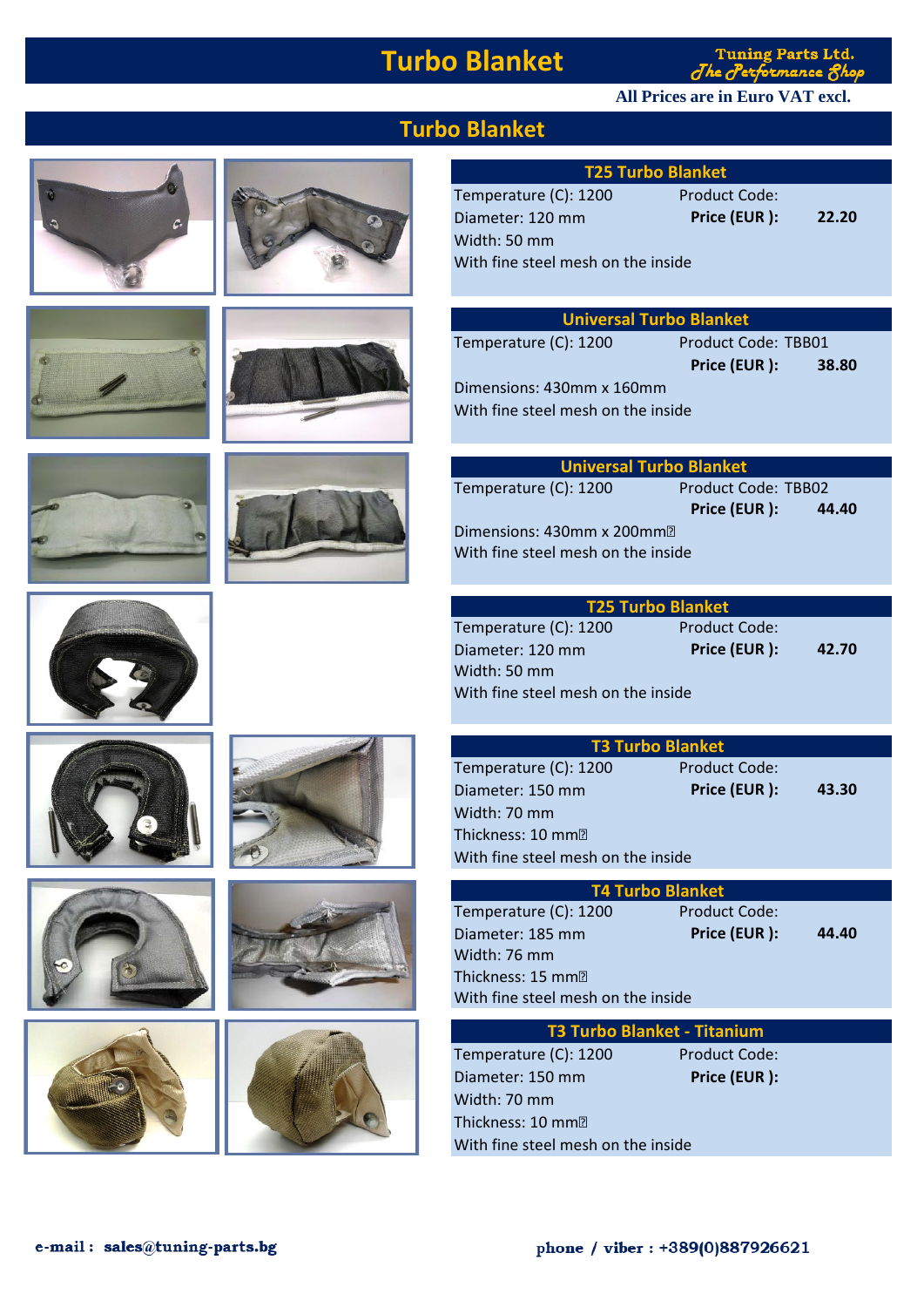# Turbo Blanket

All Prices are in Euro VAT excl.

## Turbo Blanket

### T25 Turbo Blanket

Temperature (C): 1200 | Product Code:
Diameter: 120 mm | **Price (EUR ):** 22.20
Width: 50 mm
With fine steel mesh on the inside

### Universal Turbo Blanket

Temperature (C): 1200 | Product Code: TBB01
**Price (EUR ):** 38.80
Dimensions: 430mm x 160mm
With fine steel mesh on the inside

### Universal Turbo Blanket

Temperature (C): 1200 | Product Code: TBB02
**Price (EUR ):** 44.40
Dimensions: 430mm x 200mm
With fine steel mesh on the inside

### T25 Turbo Blanket

Temperature (C): 1200 | Product Code:
Diameter: 120 mm | **Price (EUR ):** 42.70
Width: 50 mm
With fine steel mesh on the inside

### T3 Turbo Blanket

Temperature (C): 1200 | Product Code:
Diameter: 150 mm | **Price (EUR ):** 43.30
Width: 70 mm
Thickness: 10 mm
With fine steel mesh on the inside

### T4 Turbo Blanket

Temperature (C): 1200 | Product Code:
Diameter: 185 mm | **Price (EUR ):** 44.40
Width: 76 mm
Thickness: 15 mm
With fine steel mesh on the inside

### T3 Turbo Blanket - Titanium

Temperature (C): 1200 | Product Code:
Diameter: 150 mm | **Price (EUR ):**
Width: 70 mm
Thickness: 10 mm
With fine steel mesh on the inside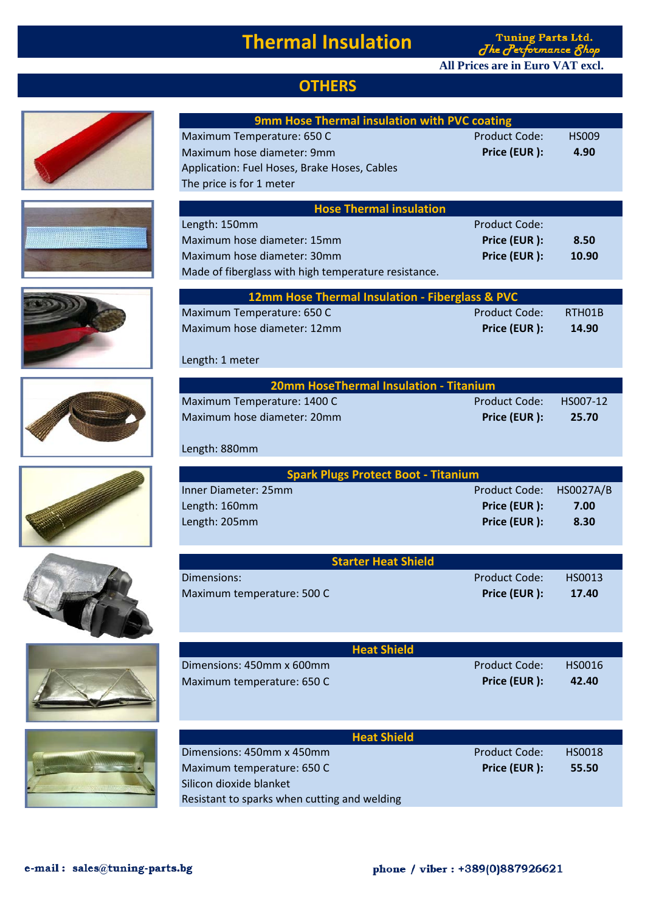# Thermal Insulation

Tuning Parts Ltd.
The Performance Shop

All Prices are in Euro VAT excl.

## OTHERS

### 9mm Hose Thermal insulation with PVC coating

| | | |
|---|---|---|
| Maximum Temperature: 650 C | Product Code: | HS009 |
| Maximum hose diameter: 9mm | **Price (EUR ):** | **4.90** |
| Application: Fuel Hoses, Brake Hoses, Cables | | |
| The price is for 1 meter | | |

### Hose Thermal insulation

| | | |
|---|---|---|
| Length: 150mm | Product Code: | |
| Maximum hose diameter: 15mm | **Price (EUR ):** | **8.50** |
| Maximum hose diameter: 30mm | **Price (EUR ):** | **10.90** |
| Made of fiberglass with high temperature resistance. | | |

### 12mm Hose Thermal Insulation - Fiberglass & PVC

| | | |
|---|---|---|
| Maximum Temperature: 650 C | Product Code: | RTH01B |
| Maximum hose diameter: 12mm | **Price (EUR ):** | **14.90** |
| Length: 1 meter | | |

### 20mm HoseThermal Insulation - Titanium

| | | |
|---|---|---|
| Maximum Temperature: 1400 C | Product Code: | HS007-12 |
| Maximum hose diameter: 20mm | **Price (EUR ):** | **25.70** |
| Length: 880mm | | |

### Spark Plugs Protect Boot - Titanium

| | | |
|---|---|---|
| Inner Diameter: 25mm | Product Code: | HS0027A/B |
| Length: 160mm | **Price (EUR ):** | **7.00** |
| Length: 205mm | **Price (EUR ):** | **8.30** |

### Starter Heat Shield

| | | |
|---|---|---|
| Dimensions: | Product Code: | HS0013 |
| Maximum temperature: 500 C | **Price (EUR ):** | **17.40** |

### Heat Shield

| | | |
|---|---|---|
| Dimensions: 450mm x 600mm | Product Code: | HS0016 |
| Maximum temperature: 650 C | **Price (EUR ):** | **42.40** |

### Heat Shield

| | | |
|---|---|---|
| Dimensions: 450mm x 450mm | Product Code: | HS0018 |
| Maximum temperature: 650 C | **Price (EUR ):** | **55.50** |
| Silicon dioxide blanket | | |
| Resistant to sparks when cutting and welding | | |

e-mail : sales@tuning-parts.bg

phone / viber : +389(0)887926621